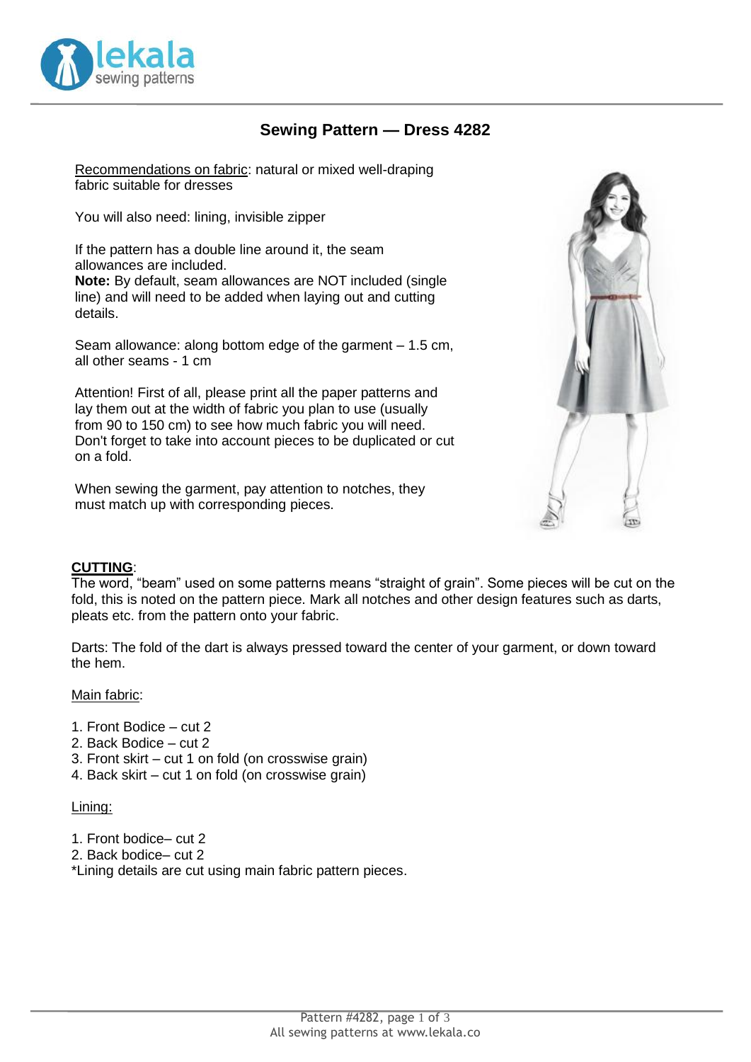# Sewing Pattern — Dress 4282

Recommendations on fabric: natural or mixed well-draping fabric suitable for dresses

You will also need: lining, invisible zipper

If the pattern has a double line around it, the seam allowances are included.
**Note:** By default, seam allowances are NOT included (single line) and will need to be added when laying out and cutting details.

Seam allowance: along bottom edge of the garment – 1.5 cm, all other seams - 1 cm

Attention! First of all, please print all the paper patterns and lay them out at the width of fabric you plan to use (usually from 90 to 150 cm) to see how much fabric you will need. Don't forget to take into account pieces to be duplicated or cut on a fold.

When sewing the garment, pay attention to notches, they must match up with corresponding pieces.

## CUTTING:

The word, "beam" used on some patterns means "straight of grain". Some pieces will be cut on the fold, this is noted on the pattern piece. Mark all notches and other design features such as darts, pleats etc. from the pattern onto your fabric.

Darts: The fold of the dart is always pressed toward the center of your garment, or down toward the hem.

Main fabric:

1. Front Bodice – cut 2
2. Back Bodice – cut 2
3. Front skirt – cut 1 on fold (on crosswise grain)
4. Back skirt – cut 1 on fold (on crosswise grain)

Lining:

1. Front bodice– cut 2
2. Back bodice– cut 2

*Lining details are cut using main fabric pattern pieces.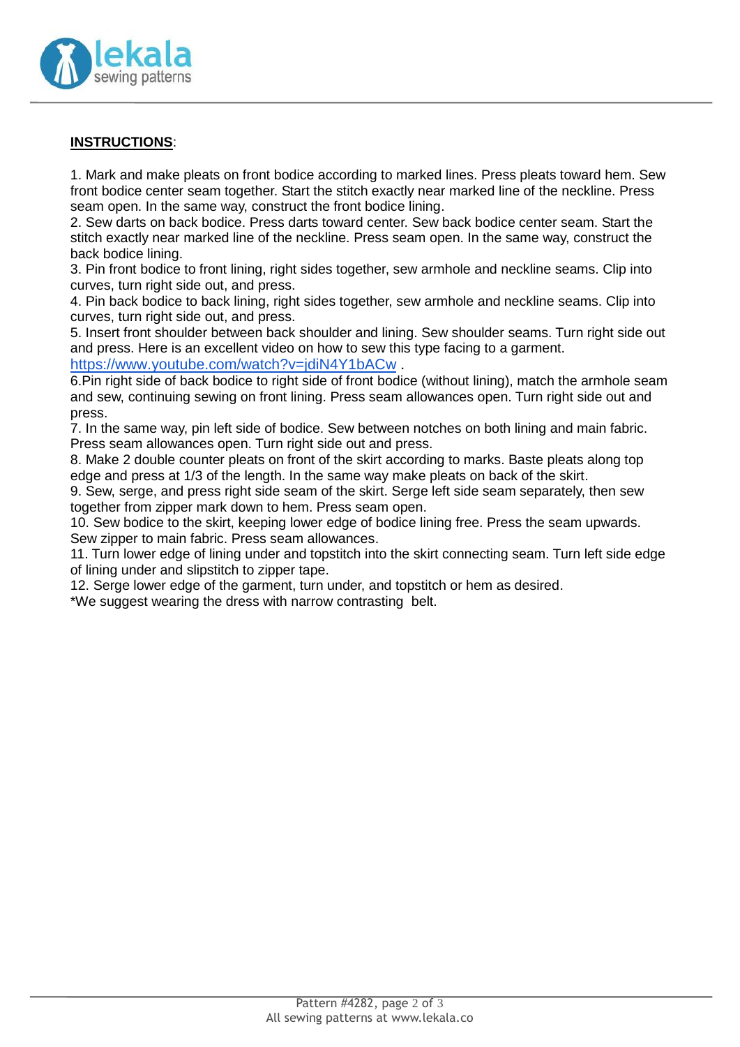**INSTRUCTIONS**:

1. Mark and make pleats on front bodice according to marked lines. Press pleats toward hem. Sew front bodice center seam together. Start the stitch exactly near marked line of the neckline. Press seam open. In the same way, construct the front bodice lining.
2. Sew darts on back bodice. Press darts toward center. Sew back bodice center seam. Start the stitch exactly near marked line of the neckline. Press seam open. In the same way, construct the back bodice lining.
3. Pin front bodice to front lining, right sides together, sew armhole and neckline seams. Clip into curves, turn right side out, and press.
4. Pin back bodice to back lining, right sides together, sew armhole and neckline seams. Clip into curves, turn right side out, and press.
5. Insert front shoulder between back shoulder and lining. Sew shoulder seams. Turn right side out and press. Here is an excellent video on how to sew this type facing to a garment. https://www.youtube.com/watch?v=jdiN4Y1bACw .
6.Pin right side of back bodice to right side of front bodice (without lining), match the armhole seam and sew, continuing sewing on front lining. Press seam allowances open. Turn right side out and press.
7. In the same way, pin left side of bodice. Sew between notches on both lining and main fabric. Press seam allowances open. Turn right side out and press.
8. Make 2 double counter pleats on front of the skirt according to marks. Baste pleats along top edge and press at 1/3 of the length. In the same way make pleats on back of the skirt.
9. Sew, serge, and press right side seam of the skirt. Serge left side seam separately, then sew together from zipper mark down to hem. Press seam open.
10. Sew bodice to the skirt, keeping lower edge of bodice lining free. Press the seam upwards. Sew zipper to main fabric. Press seam allowances.
11. Turn lower edge of lining under and topstitch into the skirt connecting seam. Turn left side edge of lining under and slipstitch to zipper tape.
12. Serge lower edge of the garment, turn under, and topstitch or hem as desired.

*We suggest wearing the dress with narrow contrasting belt.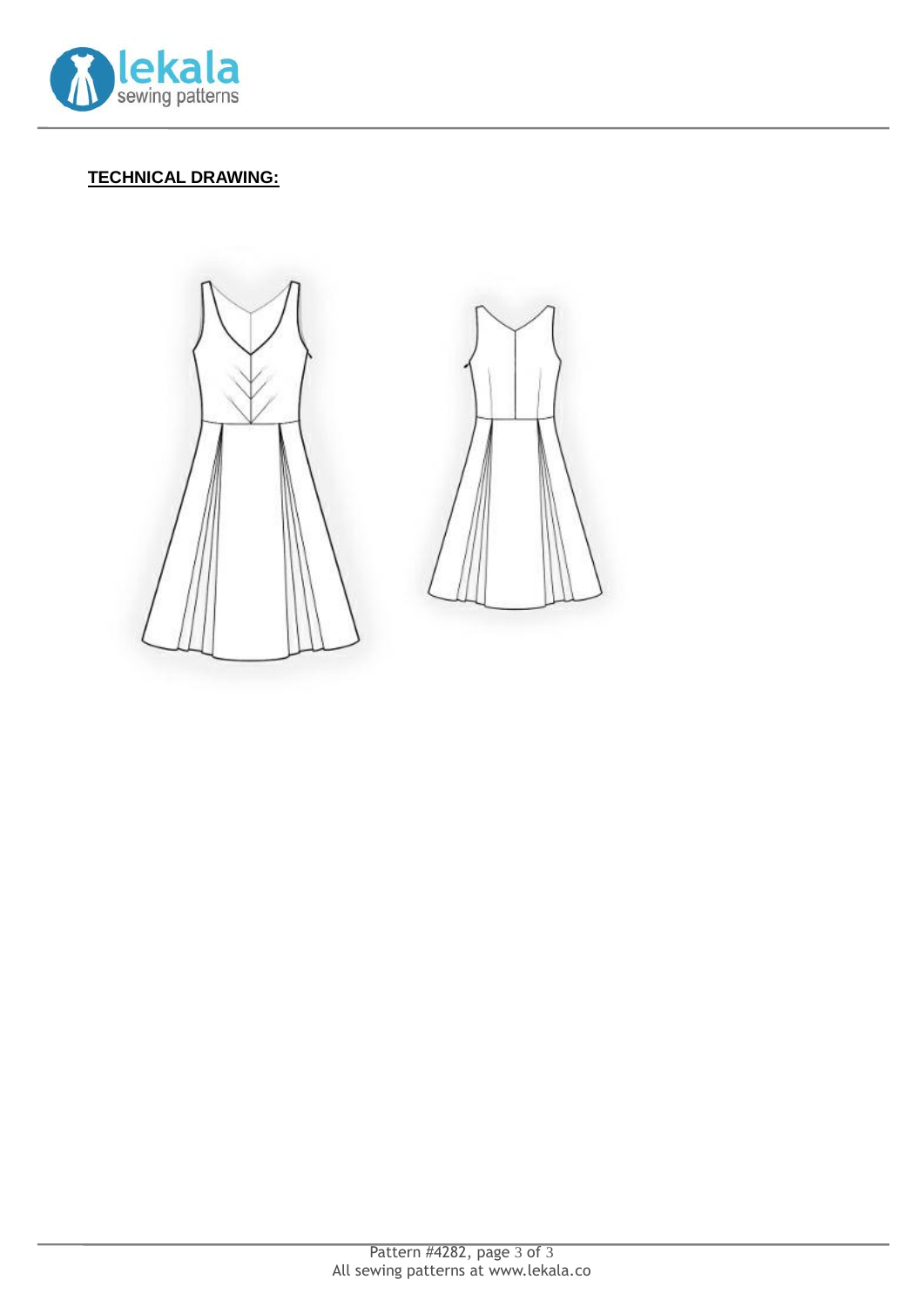**TECHNICAL DRAWING:**